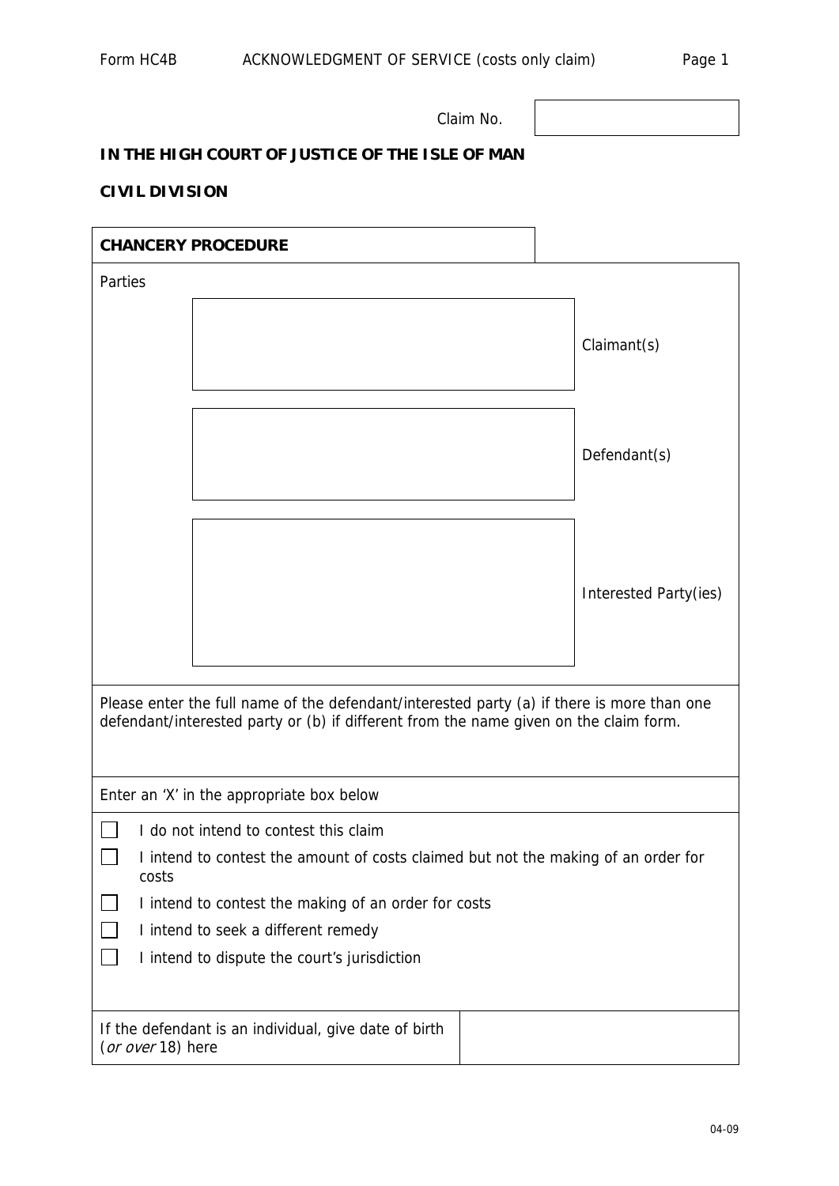Form HC4B ACKNOWLEDGMENT OF SERVICE (costs only claim)

Claim No. 

**IN THE HIGH COURT OF JUSTICE OF THE ISLE OF MAN**

**CIVIL DIVISION**

| **CHANCERY PROCEDURE** | |
|---|---|
| Parties | |
| | Claimant(s) |
| | Defendant(s) |
| | Interested Party(ies) |

Please enter the full name of the defendant/interested party (a) if there is more than one defendant/interested party or (b) if different from the name given on the claim form.

Enter an 'X' in the appropriate box below

- ☐ I do not intend to contest this claim
- ☐ I intend to contest the amount of costs claimed but not the making of an order for costs
- ☐ I intend to contest the making of an order for costs
- ☐ I intend to seek a different remedy
- ☐ I intend to dispute the court's jurisdiction

| If the defendant is an individual, give date of birth (*or over* 18) here | |
|---|---|

04-09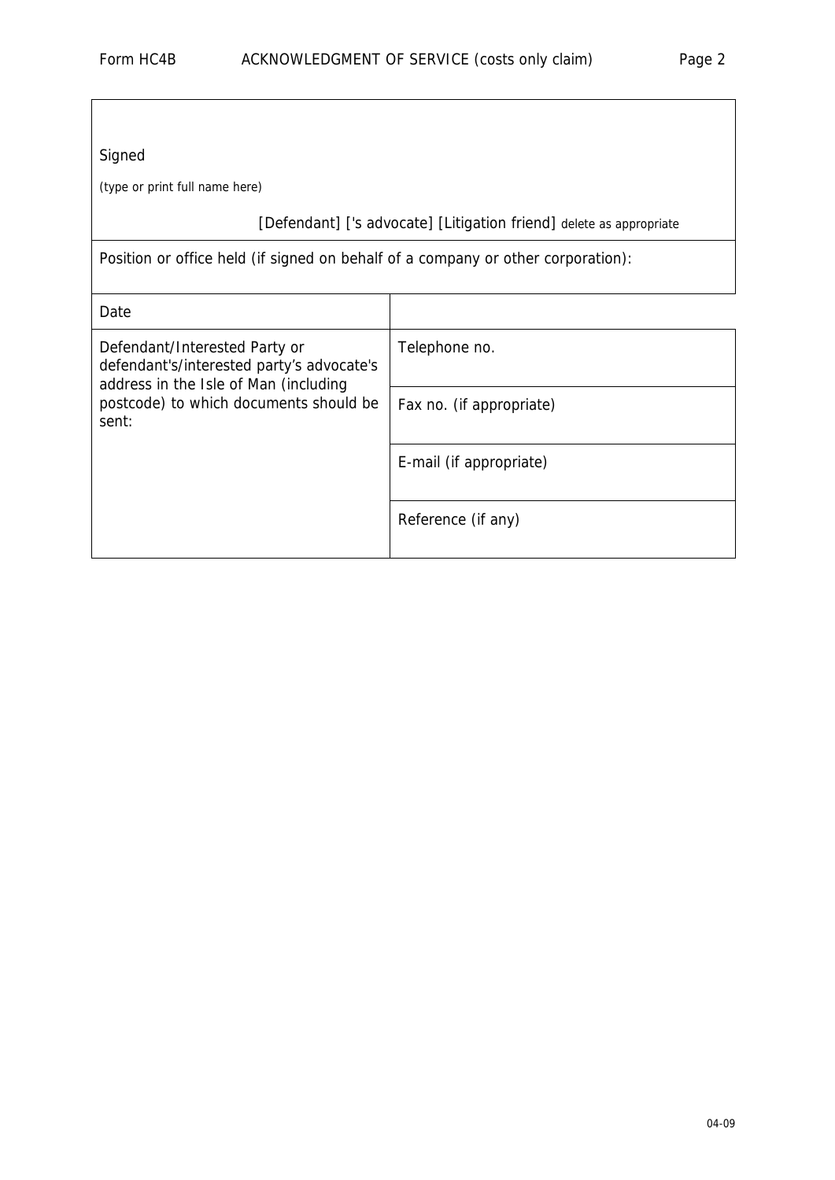| | |
|---|---|
| Signed<br><br>(type or print full name here)<br><br>[Defendant] ['s advocate] [Litigation friend] delete as appropriate | |
| Position or office held (if signed on behalf of a company or other corporation): | |
| Date | |
| Defendant/Interested Party or defendant's/interested party's advocate's address in the Isle of Man (including postcode) to which documents should be sent: | Telephone no. |
| | Fax no. (if appropriate) |
| | E-mail (if appropriate) |
| | Reference (if any) |

04-09